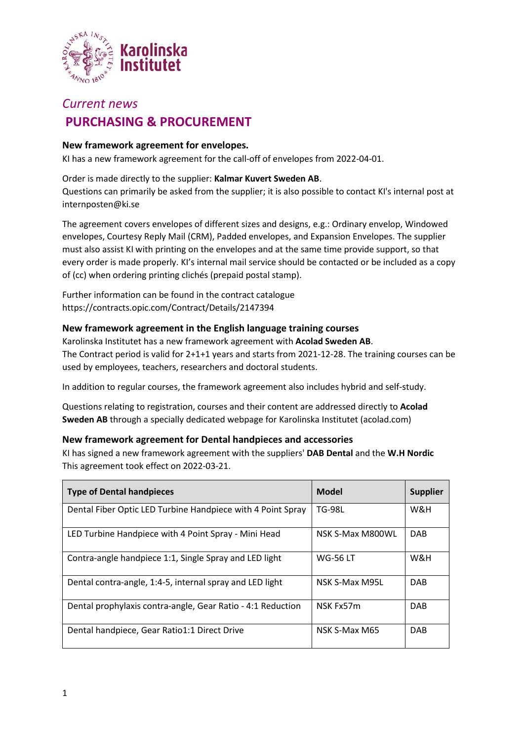*Current news*

# PURCHASING & PROCUREMENT

### New framework agreement for envelopes.

KI has a new framework agreement for the call-off of envelopes from 2022-04-01.

Order is made directly to the supplier: **Kalmar Kuvert Sweden AB**.
Questions can primarily be asked from the supplier; it is also possible to contact KI's internal post at internposten@ki.se

The agreement covers envelopes of different sizes and designs, e.g.: Ordinary envelop, Windowed envelopes, Courtesy Reply Mail (CRM), Padded envelopes, and Expansion Envelopes. The supplier must also assist KI with printing on the envelopes and at the same time provide support, so that every order is made properly. KI's internal mail service should be contacted or be included as a copy of (cc) when ordering printing clichés (prepaid postal stamp).

Further information can be found in the contract catalogue
https://contracts.opic.com/Contract/Details/2147394

### New framework agreement in the English language training courses

Karolinska Institutet has a new framework agreement with **Acolad Sweden AB**.
The Contract period is valid for 2+1+1 years and starts from 2021-12-28. The training courses can be used by employees, teachers, researchers and doctoral students.

In addition to regular courses, the framework agreement also includes hybrid and self-study.

Questions relating to registration, courses and their content are addressed directly to **Acolad Sweden AB** through a specially dedicated webpage for Karolinska Institutet (acolad.com)

### New framework agreement for Dental handpieces and accessories

KI has signed a new framework agreement with the suppliers' **DAB Dental** and the **W.H Nordic**
This agreement took effect on 2022-03-21.

| Type of Dental handpieces | Model | Supplier |
|---|---|---|
| Dental Fiber Optic LED Turbine Handpiece with 4 Point Spray | TG-98L | W&H |
| LED Turbine Handpiece with 4 Point Spray - Mini Head | NSK S-Max M800WL | DAB |
| Contra-angle handpiece 1:1, Single Spray and LED light | WG-56 LT | W&H |
| Dental contra-angle, 1:4-5, internal spray and LED light | NSK S-Max M95L | DAB |
| Dental prophylaxis contra-angle, Gear Ratio - 4:1 Reduction | NSK Fx57m | DAB |
| Dental handpiece, Gear Ratio1:1 Direct Drive | NSK S-Max M65 | DAB |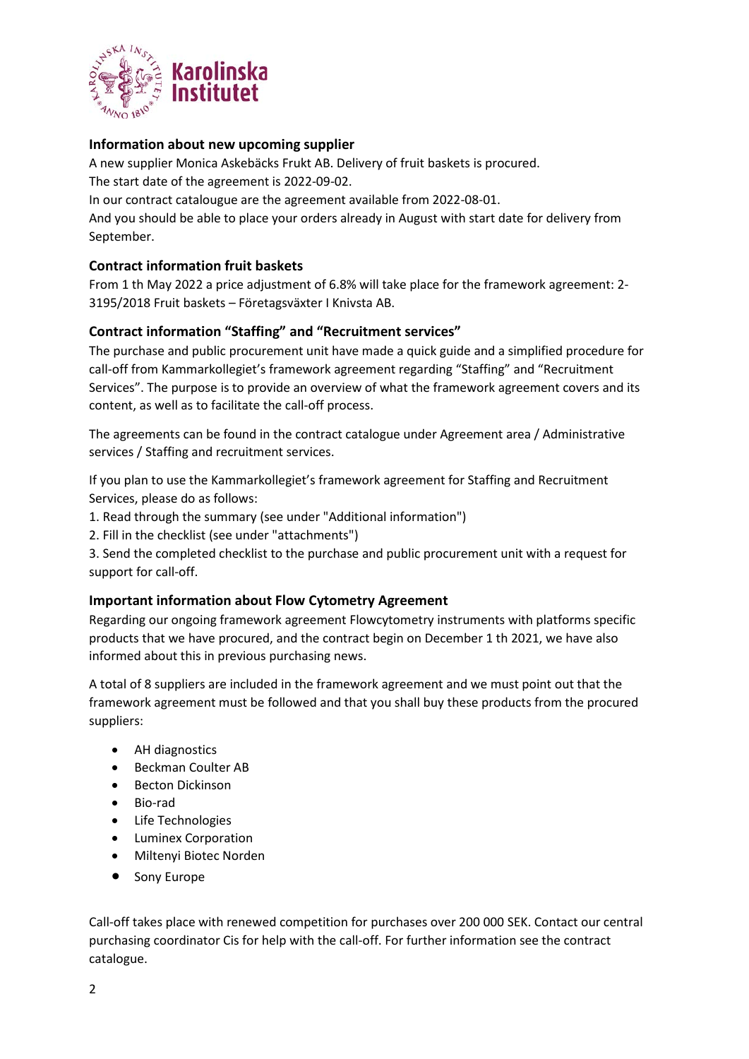### Information about new upcoming supplier

A new supplier Monica Askebäcks Frukt AB. Delivery of fruit baskets is procured.
The start date of the agreement is 2022-09-02.
In our contract catalogue are the agreement available from 2022-08-01.
And you should be able to place your orders already in August with start date for delivery from September.

### Contract information fruit baskets

From 1 th May 2022 a price adjustment of 6.8% will take place for the framework agreement: 2-3195/2018 Fruit baskets – Företagsväxter I Knivsta AB.

### Contract information "Staffing" and "Recruitment services"

The purchase and public procurement unit have made a quick guide and a simplified procedure for call-off from Kammarkollegiet's framework agreement regarding "Staffing" and "Recruitment Services". The purpose is to provide an overview of what the framework agreement covers and its content, as well as to facilitate the call-off process.

The agreements can be found in the contract catalogue under Agreement area / Administrative services / Staffing and recruitment services.

If you plan to use the Kammarkollegiet's framework agreement for Staffing and Recruitment Services, please do as follows:

1. Read through the summary (see under "Additional information")
2. Fill in the checklist (see under "attachments")
3. Send the completed checklist to the purchase and public procurement unit with a request for support for call-off.

### Important information about Flow Cytometry Agreement

Regarding our ongoing framework agreement Flowcytometry instruments with platforms specific products that we have procured, and the contract begin on December 1 th 2021, we have also informed about this in previous purchasing news.

A total of 8 suppliers are included in the framework agreement and we must point out that the framework agreement must be followed and that you shall buy these products from the procured suppliers:

- AH diagnostics
- Beckman Coulter AB
- Becton Dickinson
- Bio-rad
- Life Technologies
- Luminex Corporation
- Miltenyi Biotec Norden
- Sony Europe

Call-off takes place with renewed competition for purchases over 200 000 SEK. Contact our central purchasing coordinator Cis for help with the call-off. For further information see the contract catalogue.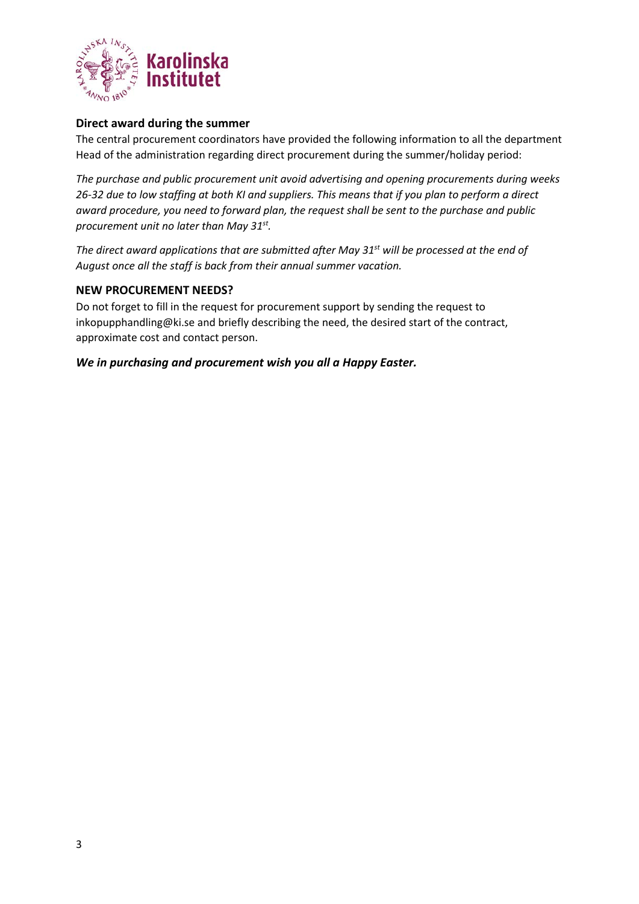**Direct award during the summer**

The central procurement coordinators have provided the following information to all the department Head of the administration regarding direct procurement during the summer/holiday period:

*The purchase and public procurement unit avoid advertising and opening procurements during weeks 26-32 due to low staffing at both KI and suppliers. This means that if you plan to perform a direct award procedure, you need to forward plan, the request shall be sent to the purchase and public procurement unit no later than May 31st.*

*The direct award applications that are submitted after May 31st will be processed at the end of August once all the staff is back from their annual summer vacation.*

**NEW PROCUREMENT NEEDS?**

Do not forget to fill in the request for procurement support by sending the request to inkopupphandling@ki.se and briefly describing the need, the desired start of the contract, approximate cost and contact person.

***We in purchasing and procurement wish you all a Happy Easter.***